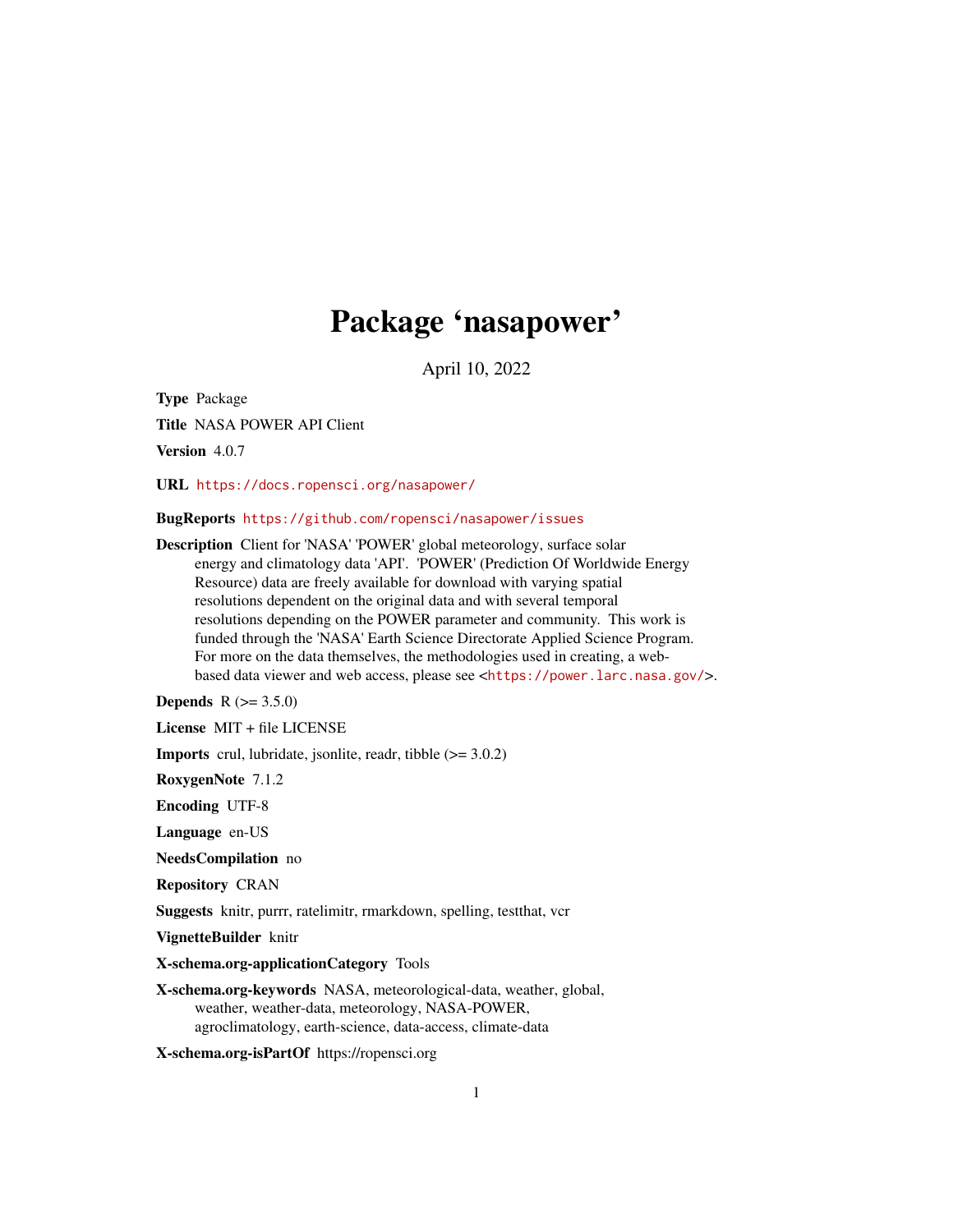# Package 'nasapower'

April 10, 2022

**Type** Package

**Title** NASA POWER API Client

**Version** 4.0.7

**URL** https://docs.ropensci.org/nasapower/

**BugReports** https://github.com/ropensci/nasapower/issues

**Description** Client for 'NASA' 'POWER' global meteorology, surface solar energy and climatology data 'API'. 'POWER' (Prediction Of Worldwide Energy Resource) data are freely available for download with varying spatial resolutions dependent on the original data and with several temporal resolutions depending on the POWER parameter and community. This work is funded through the 'NASA' Earth Science Directorate Applied Science Program. For more on the data themselves, the methodologies used in creating, a web-based data viewer and web access, please see <https://power.larc.nasa.gov/>.

**Depends** R (>= 3.5.0)

**License** MIT + file LICENSE

**Imports** crul, lubridate, jsonlite, readr, tibble (>= 3.0.2)

**RoxygenNote** 7.1.2

**Encoding** UTF-8

**Language** en-US

**NeedsCompilation** no

**Repository** CRAN

**Suggests** knitr, purrr, ratelimitr, rmarkdown, spelling, testthat, vcr

**VignetteBuilder** knitr

**X-schema.org-applicationCategory** Tools

**X-schema.org-keywords** NASA, meteorological-data, weather, global, weather, weather-data, meteorology, NASA-POWER, agroclimatology, earth-science, data-access, climate-data

**X-schema.org-isPartOf** https://ropensci.org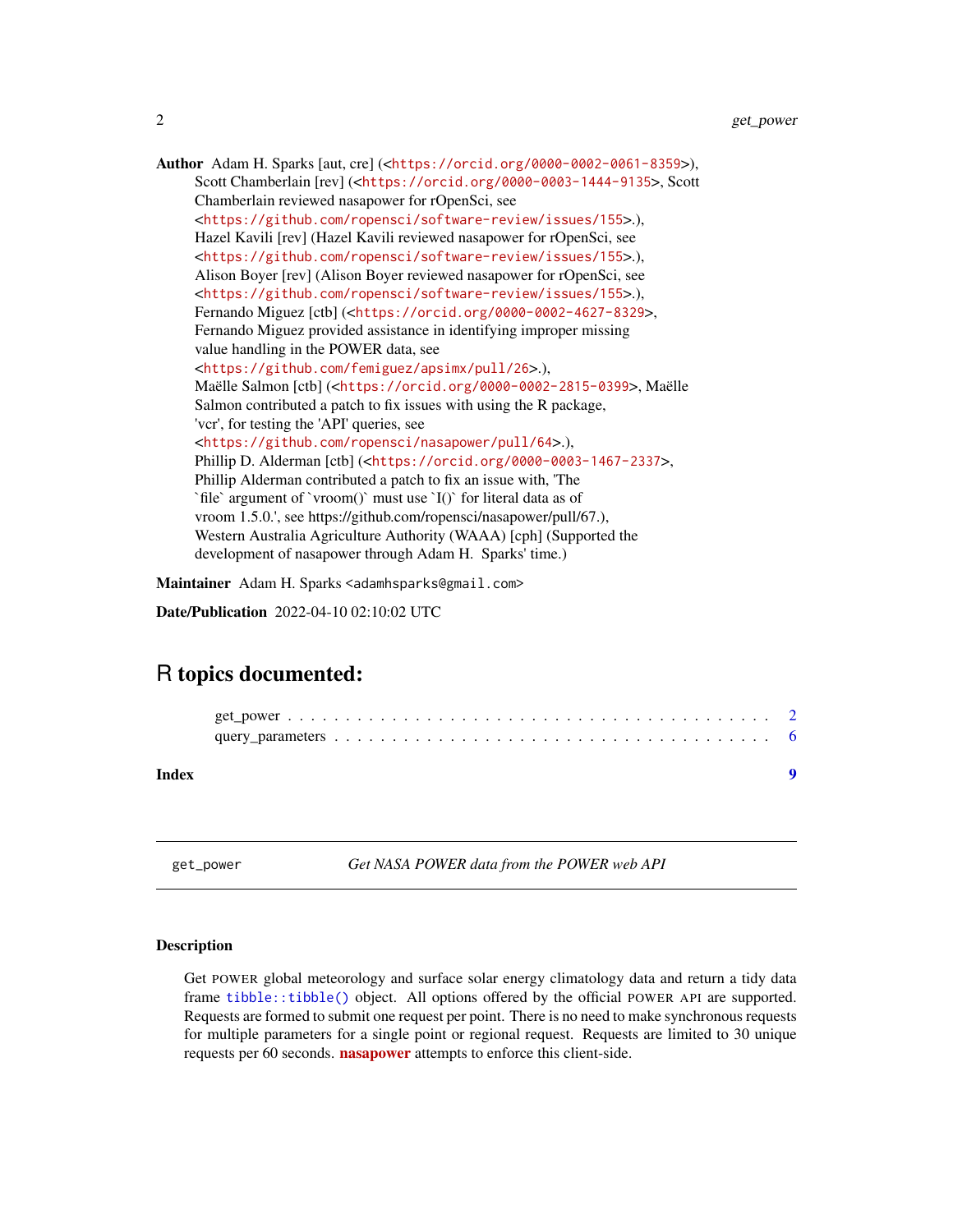**Author** Adam H. Sparks [aut, cre] (<https://orcid.org/0000-0002-0061-8359>), Scott Chamberlain [rev] (<https://orcid.org/0000-0003-1444-9135>, Scott Chamberlain reviewed nasapower for rOpenSci, see <https://github.com/ropensci/software-review/issues/155>.), Hazel Kavili [rev] (Hazel Kavili reviewed nasapower for rOpenSci, see <https://github.com/ropensci/software-review/issues/155>.), Alison Boyer [rev] (Alison Boyer reviewed nasapower for rOpenSci, see <https://github.com/ropensci/software-review/issues/155>.), Fernando Miguez [ctb] (<https://orcid.org/0000-0002-4627-8329>, Fernando Miguez provided assistance in identifying improper missing value handling in the POWER data, see <https://github.com/femiguez/apsimx/pull/26>.), Maëlle Salmon [ctb] (<https://orcid.org/0000-0002-2815-0399>, Maëlle Salmon contributed a patch to fix issues with using the R package, 'vcr', for testing the 'API' queries, see <https://github.com/ropensci/nasapower/pull/64>.), Phillip D. Alderman [ctb] (<https://orcid.org/0000-0003-1467-2337>, Phillip Alderman contributed a patch to fix an issue with, 'The `file` argument of `vroom()` must use `I()` for literal data as of vroom 1.5.0.', see https://github.com/ropensci/nasapower/pull/67.), Western Australia Agriculture Authority (WAAA) [cph] (Supported the development of nasapower through Adam H. Sparks' time.)

**Maintainer** Adam H. Sparks <adamhsparks@gmail.com>

**Date/Publication** 2022-04-10 02:10:02 UTC

# R topics documented:

- get_power . . . . . . . . . . . . . . . . . . . . . . . . . . . . . . . . . . . . . . . . 2
- query_parameters . . . . . . . . . . . . . . . . . . . . . . . . . . . . . . . . . . . . 6

**Index** 9

---

`get_power` *Get NASA POWER data from the POWER web API*

---

### Description

Get POWER global meteorology and surface solar energy climatology data and return a tidy data frame `tibble::tibble()` object. All options offered by the official POWER API are supported. Requests are formed to submit one request per point. There is no need to make synchronous requests for multiple parameters for a single point or regional request. Requests are limited to 30 unique requests per 60 seconds. **nasapower** attempts to enforce this client-side.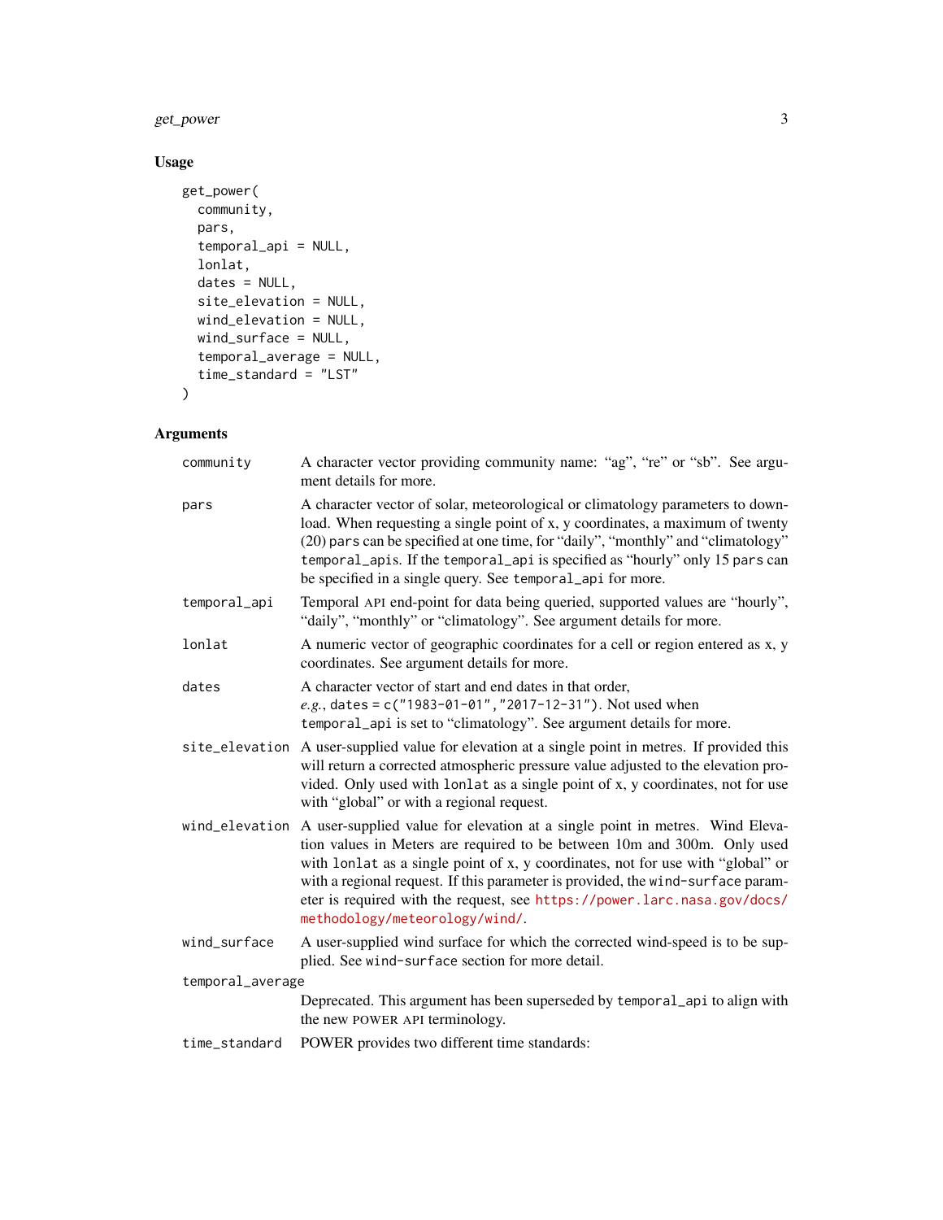## Usage

```
get_power(
  community,
  pars,
  temporal_api = NULL,
  lonlat,
  dates = NULL,
  site_elevation = NULL,
  wind_elevation = NULL,
  wind_surface = NULL,
  temporal_average = NULL,
  time_standard = "LST"
)
```

## Arguments

| Argument | Description |
|---|---|
| `community` | A character vector providing community name: "ag", "re" or "sb". See argument details for more. |
| `pars` | A character vector of solar, meteorological or climatology parameters to download. When requesting a single point of x, y coordinates, a maximum of twenty (20) `pars` can be specified at one time, for "daily", "monthly" and "climatology" `temporal_api`s. If the `temporal_api` is specified as "hourly" only 15 `pars` can be specified in a single query. See `temporal_api` for more. |
| `temporal_api` | Temporal API end-point for data being queried, supported values are "hourly", "daily", "monthly" or "climatology". See argument details for more. |
| `lonlat` | A numeric vector of geographic coordinates for a cell or region entered as x, y coordinates. See argument details for more. |
| `dates` | A character vector of start and end dates in that order, *e.g.*, `dates = c("1983-01-01","2017-12-31")`. Not used when `temporal_api` is set to "climatology". See argument details for more. |
| `site_elevation` | A user-supplied value for elevation at a single point in metres. If provided this will return a corrected atmospheric pressure value adjusted to the elevation provided. Only used with `lonlat` as a single point of x, y coordinates, not for use with "global" or with a regional request. |
| `wind_elevation` | A user-supplied value for elevation at a single point in metres. Wind Elevation values in Meters are required to be between 10m and 300m. Only used with `lonlat` as a single point of x, y coordinates, not for use with "global" or with a regional request. If this parameter is provided, the `wind-surface` parameter is required with the request, see https://power.larc.nasa.gov/docs/methodology/meteorology/wind/. |
| `wind_surface` | A user-supplied wind surface for which the corrected wind-speed is to be supplied. See `wind-surface` section for more detail. |
| `temporal_average` | Deprecated. This argument has been superseded by `temporal_api` to align with the new POWER API terminology. |
| `time_standard` | POWER provides two different time standards: |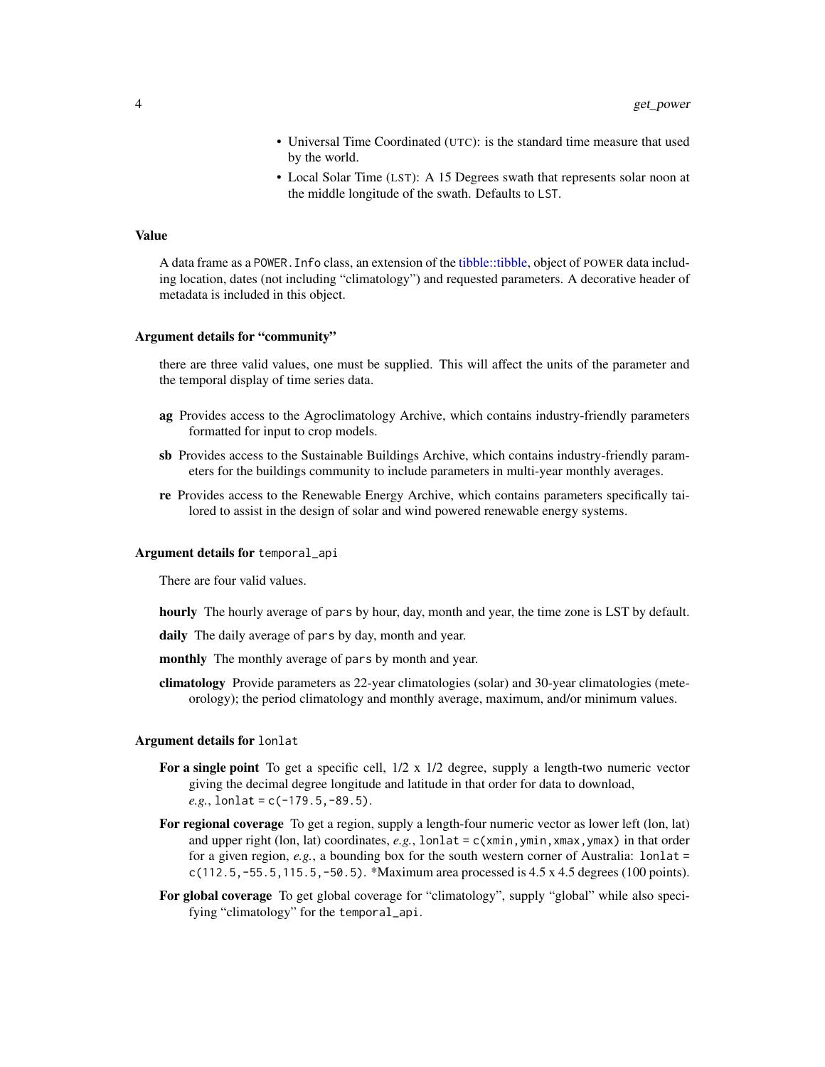- Universal Time Coordinated (UTC): is the standard time measure that used by the world.
- Local Solar Time (LST): A 15 Degrees swath that represents solar noon at the middle longitude of the swath. Defaults to LST.

## Value

A data frame as a `POWER.Info` class, an extension of the tibble::tibble, object of POWER data including location, dates (not including "climatology") and requested parameters. A decorative header of metadata is included in this object.

### Argument details for "community"

there are three valid values, one must be supplied. This will affect the units of the parameter and the temporal display of time series data.

**ag** Provides access to the Agroclimatology Archive, which contains industry-friendly parameters formatted for input to crop models.

**sb** Provides access to the Sustainable Buildings Archive, which contains industry-friendly parameters for the buildings community to include parameters in multi-year monthly averages.

**re** Provides access to the Renewable Energy Archive, which contains parameters specifically tailored to assist in the design of solar and wind powered renewable energy systems.

### Argument details for `temporal_api`

There are four valid values.

**hourly** The hourly average of `pars` by hour, day, month and year, the time zone is LST by default.

**daily** The daily average of `pars` by day, month and year.

**monthly** The monthly average of `pars` by month and year.

**climatology** Provide parameters as 22-year climatologies (solar) and 30-year climatologies (meteorology); the period climatology and monthly average, maximum, and/or minimum values.

### Argument details for `lonlat`

**For a single point** To get a specific cell, 1/2 x 1/2 degree, supply a length-two numeric vector giving the decimal degree longitude and latitude in that order for data to download, *e.g.*, `lonlat = c(-179.5,-89.5)`.

**For regional coverage** To get a region, supply a length-four numeric vector as lower left (lon, lat) and upper right (lon, lat) coordinates, *e.g.*, `lonlat = c(xmin,ymin,xmax,ymax)` in that order for a given region, *e.g.*, a bounding box for the south western corner of Australia: `lonlat = c(112.5,-55.5,115.5,-50.5)`. *Maximum area processed is 4.5 x 4.5 degrees (100 points).

**For global coverage** To get global coverage for "climatology", supply "global" while also specifying "climatology" for the `temporal_api`.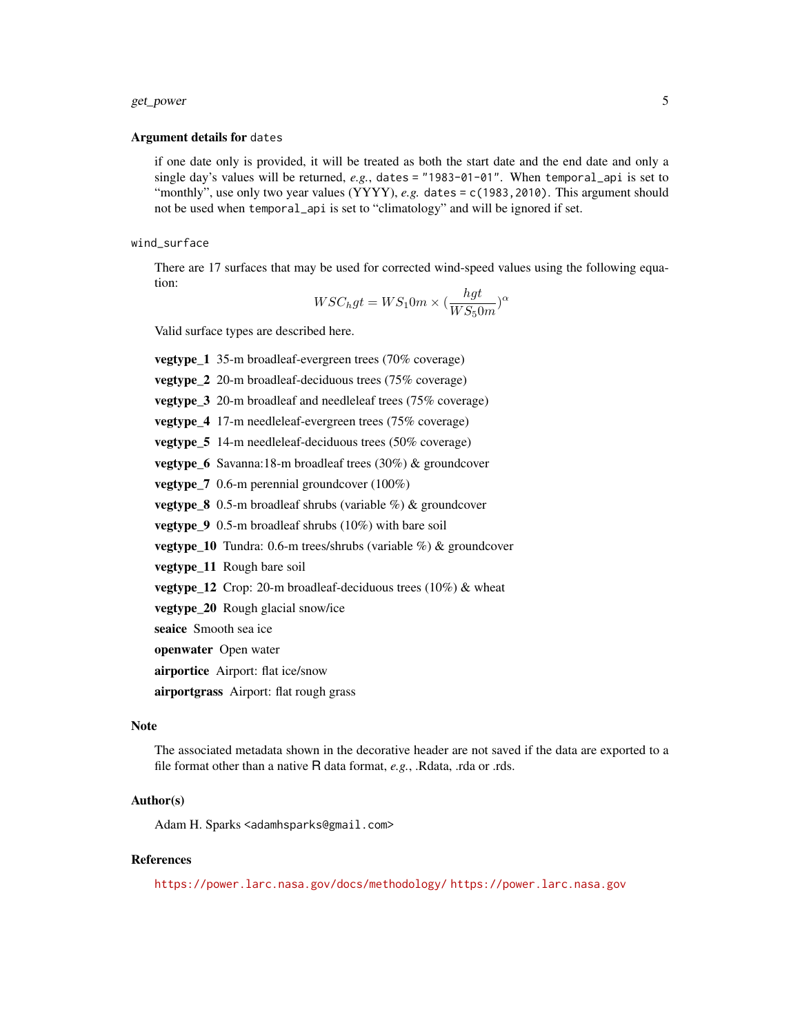### Argument details for `dates`

if one date only is provided, it will be treated as both the start date and the end date and only a single day's values will be returned, *e.g.*, `dates = "1983-01-01"`. When `temporal_api` is set to "monthly", use only two year values (YYYY), *e.g.* `dates = c(1983,2010)`. This argument should not be used when `temporal_api` is set to "climatology" and will be ignored if set.

`wind_surface`

There are 17 surfaces that may be used for corrected wind-speed values using the following equation:

$$WSC_hgt = WS_10m \times (\frac{hgt}{WS_50m})^\alpha$$

Valid surface types are described here.

**vegtype_1** 35-m broadleaf-evergreen trees (70% coverage)

**vegtype_2** 20-m broadleaf-deciduous trees (75% coverage)

**vegtype_3** 20-m broadleaf and needleleaf trees (75% coverage)

**vegtype_4** 17-m needleleaf-evergreen trees (75% coverage)

**vegtype_5** 14-m needleleaf-deciduous trees (50% coverage)

**vegtype_6** Savanna:18-m broadleaf trees (30%) & groundcover

**vegtype_7** 0.6-m perennial groundcover (100%)

**vegtype_8** 0.5-m broadleaf shrubs (variable %) & groundcover

**vegtype_9** 0.5-m broadleaf shrubs (10%) with bare soil

**vegtype_10** Tundra: 0.6-m trees/shrubs (variable %) & groundcover

**vegtype_11** Rough bare soil

**vegtype_12** Crop: 20-m broadleaf-deciduous trees (10%) & wheat

**vegtype_20** Rough glacial snow/ice

**seaice** Smooth sea ice

**openwater** Open water

**airportice** Airport: flat ice/snow

**airportgrass** Airport: flat rough grass

### Note

The associated metadata shown in the decorative header are not saved if the data are exported to a file format other than a native R data format, *e.g.*, .Rdata, .rda or .rds.

### Author(s)

Adam H. Sparks <adamhsparks@gmail.com>

### References

https://power.larc.nasa.gov/docs/methodology/ https://power.larc.nasa.gov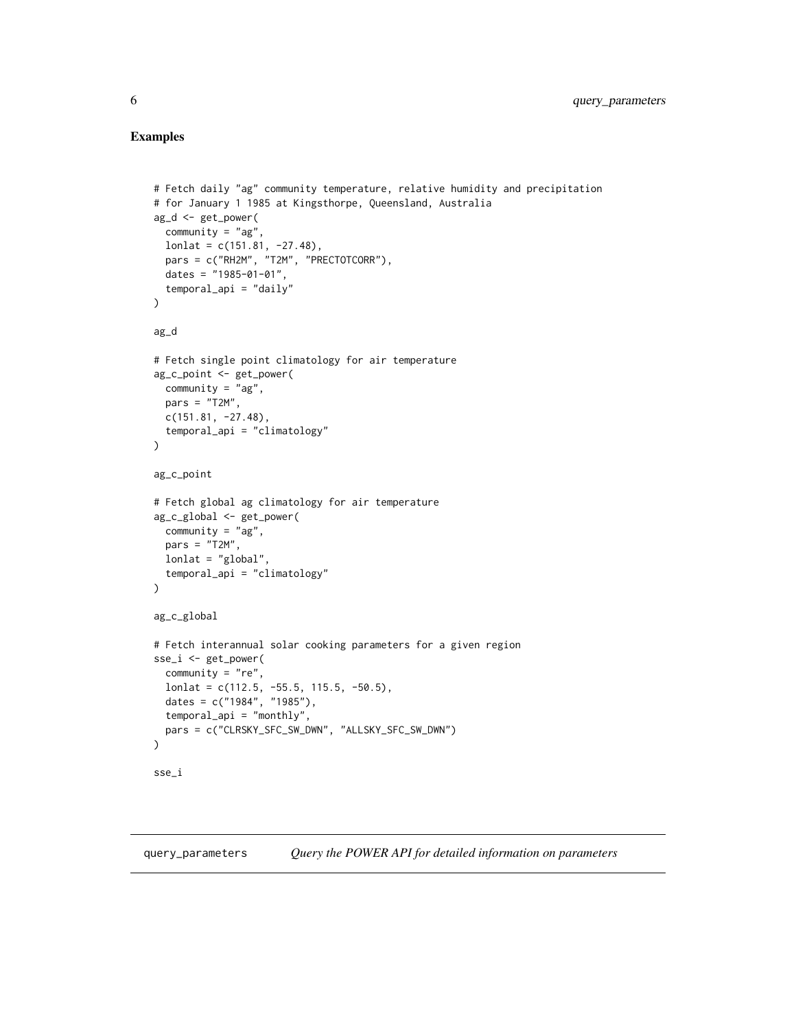## Examples

```
# Fetch daily "ag" community temperature, relative humidity and precipitation
# for January 1 1985 at Kingsthorpe, Queensland, Australia
ag_d <- get_power(
  community = "ag",
  lonlat = c(151.81, -27.48),
  pars = c("RH2M", "T2M", "PRECTOTCORR"),
  dates = "1985-01-01",
  temporal_api = "daily"
)

ag_d

# Fetch single point climatology for air temperature
ag_c_point <- get_power(
  community = "ag",
  pars = "T2M",
  c(151.81, -27.48),
  temporal_api = "climatology"
)

ag_c_point

# Fetch global ag climatology for air temperature
ag_c_global <- get_power(
  community = "ag",
  pars = "T2M",
  lonlat = "global",
  temporal_api = "climatology"
)

ag_c_global

# Fetch interannual solar cooking parameters for a given region
sse_i <- get_power(
  community = "re",
  lonlat = c(112.5, -55.5, 115.5, -50.5),
  dates = c("1984", "1985"),
  temporal_api = "monthly",
  pars = c("CLRSKY_SFC_SW_DWN", "ALLSKY_SFC_SW_DWN")
)

sse_i
```

---

`query_parameters` *Query the POWER API for detailed information on parameters*

---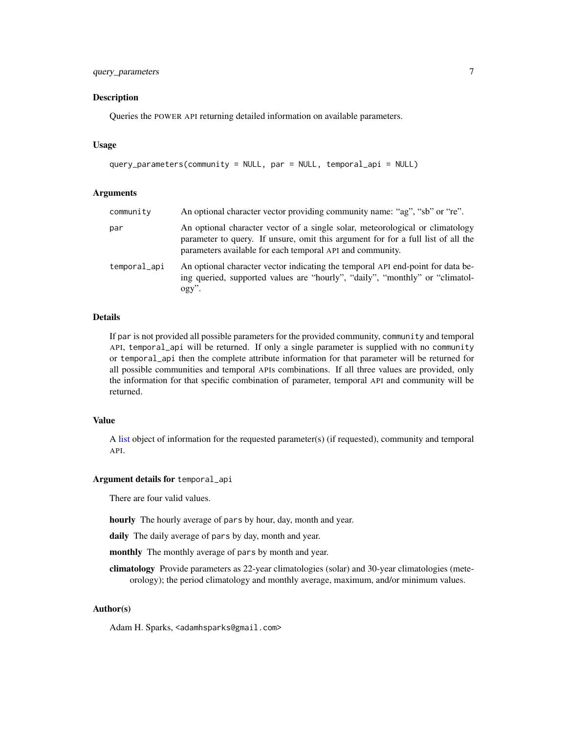## Description

Queries the POWER API returning detailed information on available parameters.

## Usage

```
query_parameters(community = NULL, par = NULL, temporal_api = NULL)
```

## Arguments

| | |
|---|---|
| `community` | An optional character vector providing community name: "ag", "sb" or "re". |
| `par` | An optional character vector of a single solar, meteorological or climatology parameter to query. If unsure, omit this argument for for a full list of all the parameters available for each temporal API and community. |
| `temporal_api` | An optional character vector indicating the temporal API end-point for data being queried, supported values are "hourly", "daily", "monthly" or "climatology". |

## Details

If `par` is not provided all possible parameters for the provided community, `community` and temporal API, `temporal_api` will be returned. If only a single parameter is supplied with no `community` or `temporal_api` then the complete attribute information for that parameter will be returned for all possible communities and temporal APIs combinations. If all three values are provided, only the information for that specific combination of parameter, temporal API and community will be returned.

## Value

A list object of information for the requested parameter(s) (if requested), community and temporal API.

## Argument details for `temporal_api`

There are four valid values.

**hourly** The hourly average of `pars` by hour, day, month and year.

**daily** The daily average of `pars` by day, month and year.

**monthly** The monthly average of `pars` by month and year.

**climatology** Provide parameters as 22-year climatologies (solar) and 30-year climatologies (meteorology); the period climatology and monthly average, maximum, and/or minimum values.

## Author(s)

Adam H. Sparks, <adamhsparks@gmail.com>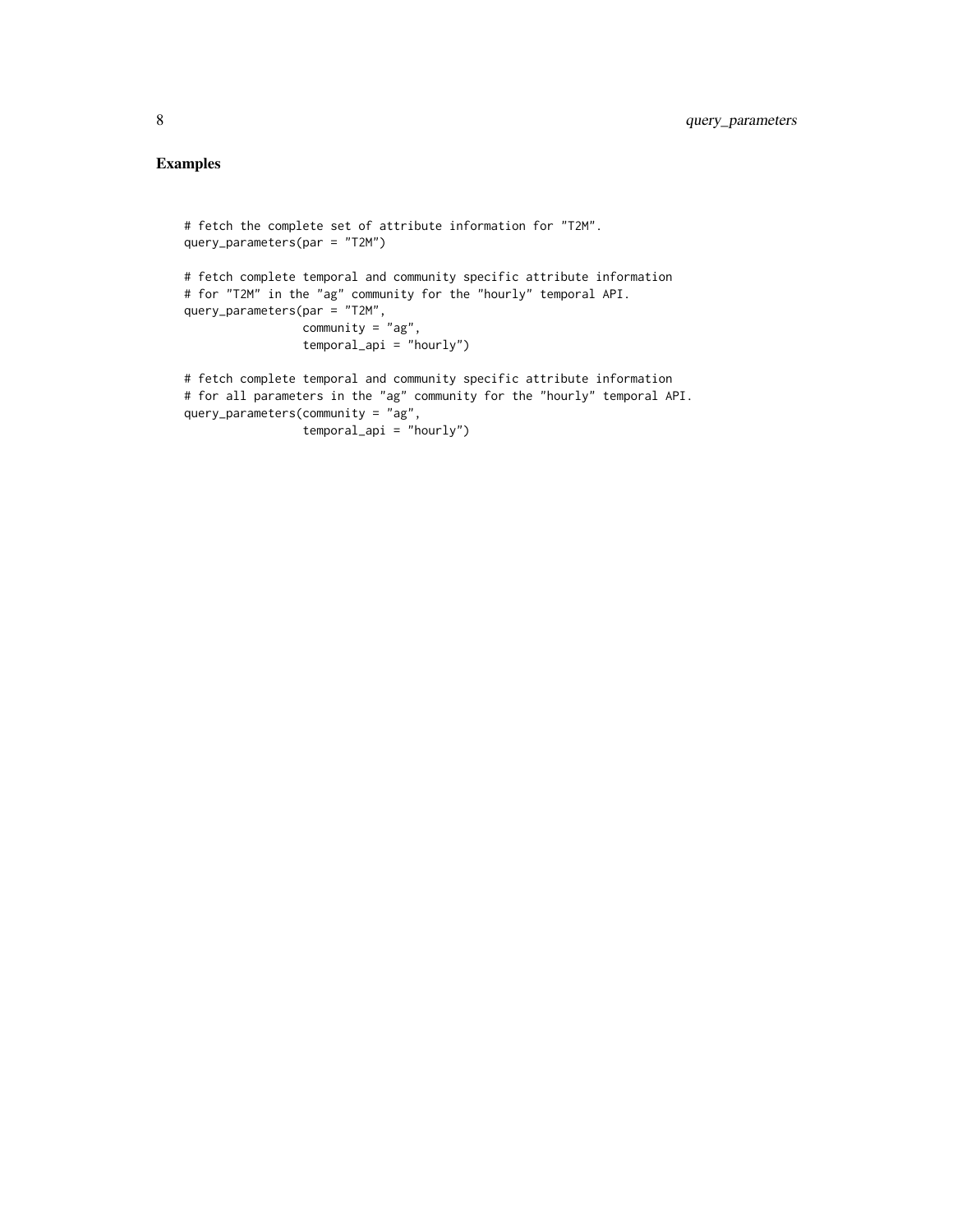## Examples

```
# fetch the complete set of attribute information for "T2M".
query_parameters(par = "T2M")

# fetch complete temporal and community specific attribute information
# for "T2M" in the "ag" community for the "hourly" temporal API.
query_parameters(par = "T2M",
                 community = "ag",
                 temporal_api = "hourly")

# fetch complete temporal and community specific attribute information
# for all parameters in the "ag" community for the "hourly" temporal API.
query_parameters(community = "ag",
                 temporal_api = "hourly")
```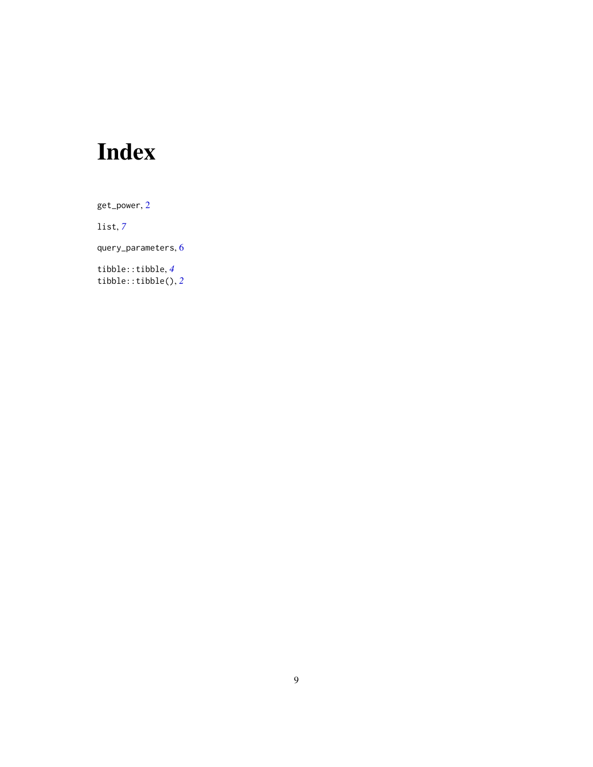# Index

get_power, 2

list, *7*

query_parameters, 6

tibble::tibble, *4*
tibble::tibble(), *2*